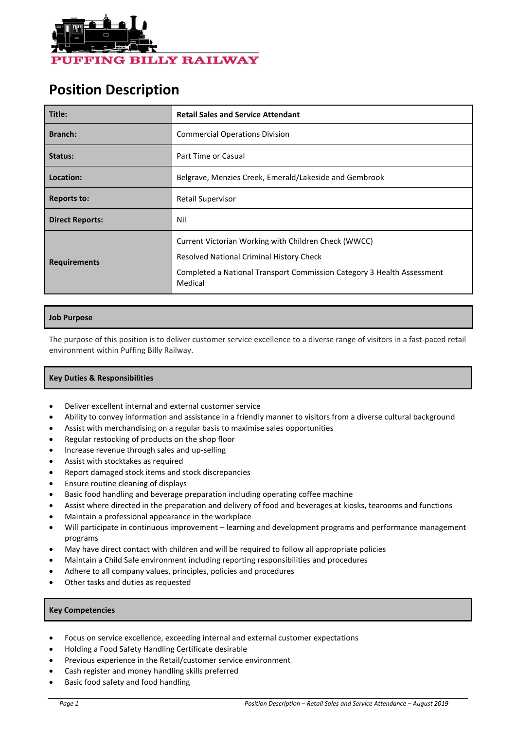PUFFING BILLY RAILWAY

# Position Description

| Title: | Retail Sales and Service Attendant |
|---|---|
| Branch: | Commercial Operations Division |
| Status: | Part Time or Casual |
| Location: | Belgrave, Menzies Creek, Emerald/Lakeside and Gembrook |
| Reports to: | Retail Supervisor |
| Direct Reports: | Nil |
| Requirements | Current Victorian Working with Children Check (WWCC)<br>Resolved National Criminal History Check<br>Completed a National Transport Commission Category 3 Health Assessment Medical |

## Job Purpose

The purpose of this position is to deliver customer service excellence to a diverse range of visitors in a fast-paced retail environment within Puffing Billy Railway.

## Key Duties & Responsibilities

- Deliver excellent internal and external customer service
- Ability to convey information and assistance in a friendly manner to visitors from a diverse cultural background
- Assist with merchandising on a regular basis to maximise sales opportunities
- Regular restocking of products on the shop floor
- Increase revenue through sales and up-selling
- Assist with stocktakes as required
- Report damaged stock items and stock discrepancies
- Ensure routine cleaning of displays
- Basic food handling and beverage preparation including operating coffee machine
- Assist where directed in the preparation and delivery of food and beverages at kiosks, tearooms and functions
- Maintain a professional appearance in the workplace
- Will participate in continuous improvement – learning and development programs and performance management programs
- May have direct contact with children and will be required to follow all appropriate policies
- Maintain a Child Safe environment including reporting responsibilities and procedures
- Adhere to all company values, principles, policies and procedures
- Other tasks and duties as requested

## Key Competencies

- Focus on service excellence, exceeding internal and external customer expectations
- Holding a Food Safety Handling Certificate desirable
- Previous experience in the Retail/customer service environment
- Cash register and money handling skills preferred
- Basic food safety and food handling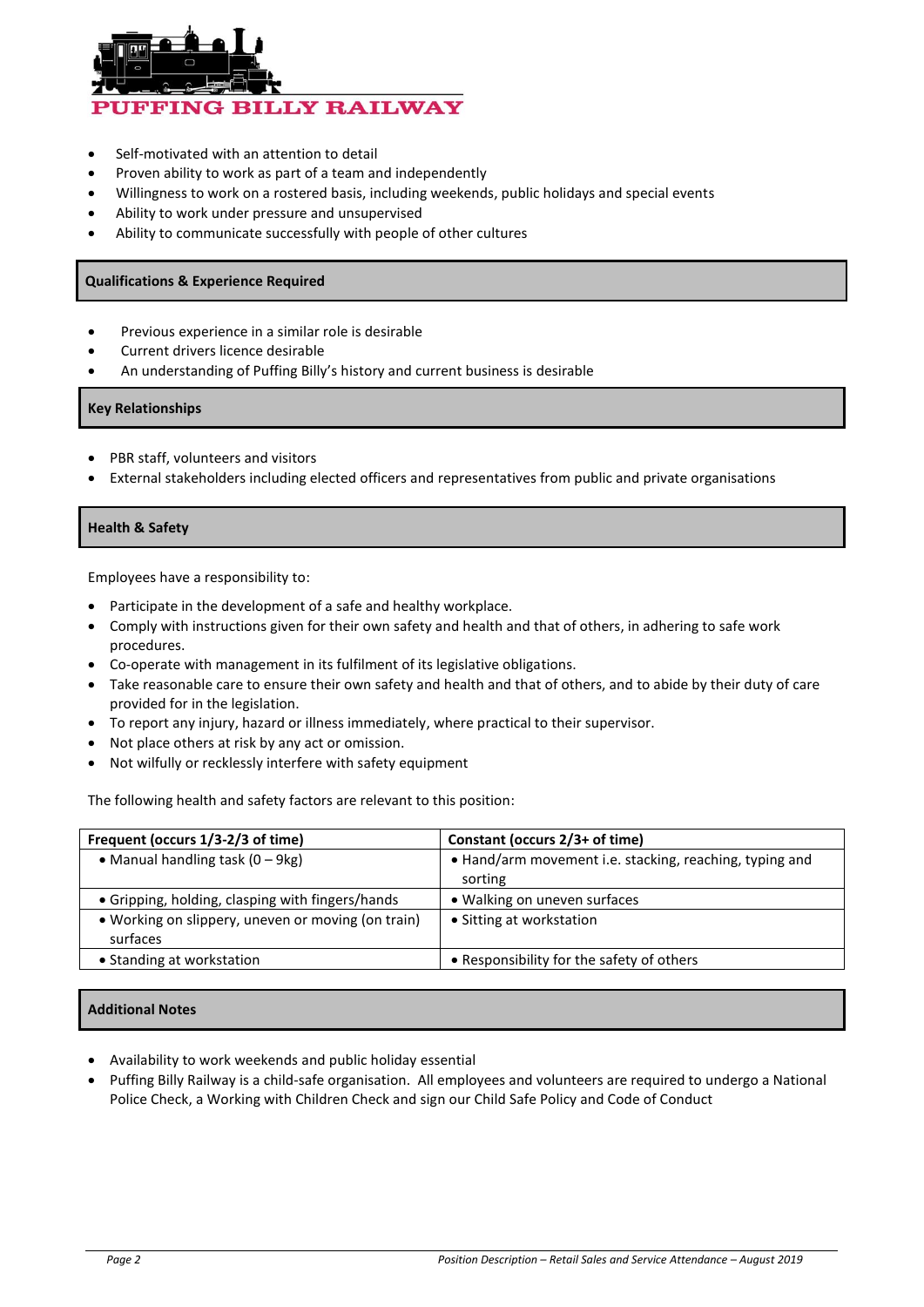- Self-motivated with an attention to detail
- Proven ability to work as part of a team and independently
- Willingness to work on a rostered basis, including weekends, public holidays and special events
- Ability to work under pressure and unsupervised
- Ability to communicate successfully with people of other cultures

## Qualifications & Experience Required

- Previous experience in a similar role is desirable
- Current drivers licence desirable
- An understanding of Puffing Billy's history and current business is desirable

## Key Relationships

- PBR staff, volunteers and visitors
- External stakeholders including elected officers and representatives from public and private organisations

## Health & Safety

Employees have a responsibility to:

- Participate in the development of a safe and healthy workplace.
- Comply with instructions given for their own safety and health and that of others, in adhering to safe work procedures.
- Co-operate with management in its fulfilment of its legislative obligations.
- Take reasonable care to ensure their own safety and health and that of others, and to abide by their duty of care provided for in the legislation.
- To report any injury, hazard or illness immediately, where practical to their supervisor.
- Not place others at risk by any act or omission.
- Not wilfully or recklessly interfere with safety equipment

The following health and safety factors are relevant to this position:

| Frequent (occurs 1/3-2/3 of time) | Constant (occurs 2/3+ of time) |
|---|---|
| • Manual handling task (0 – 9kg) | • Hand/arm movement i.e. stacking, reaching, typing and sorting |
| • Gripping, holding, clasping with fingers/hands | • Walking on uneven surfaces |
| • Working on slippery, uneven or moving (on train) surfaces | • Sitting at workstation |
| • Standing at workstation | • Responsibility for the safety of others |

## Additional Notes

- Availability to work weekends and public holiday essential
- Puffing Billy Railway is a child-safe organisation. All employees and volunteers are required to undergo a National Police Check, a Working with Children Check and sign our Child Safe Policy and Code of Conduct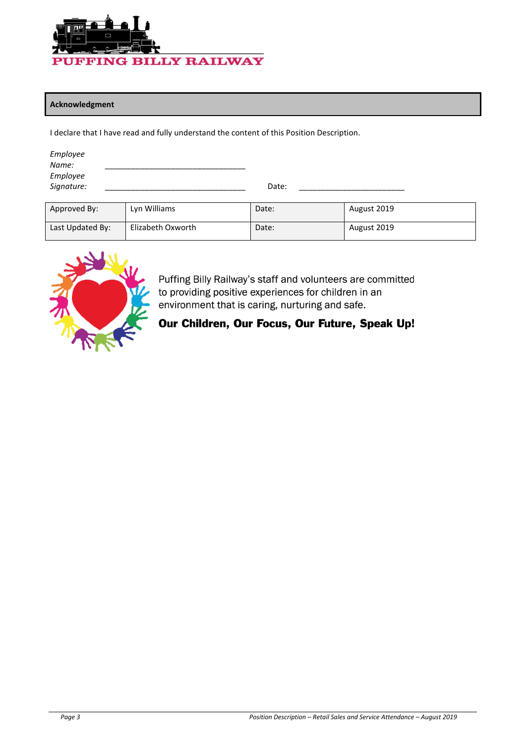## Acknowledgment

I declare that I have read and fully understand the content of this Position Description.

*Employee Name:* ________________________________

*Employee Signature:* ________________________________ Date: ________________________

| | | | |
|---|---|---|---|
| Approved By: | Lyn Williams | Date: | August 2019 |
| Last Updated By: | Elizabeth Oxworth | Date: | August 2019 |

Puffing Billy Railway's staff and volunteers are committed to providing positive experiences for children in an environment that is caring, nurturing and safe.

**Our Children, Our Focus, Our Future, Speak Up!**